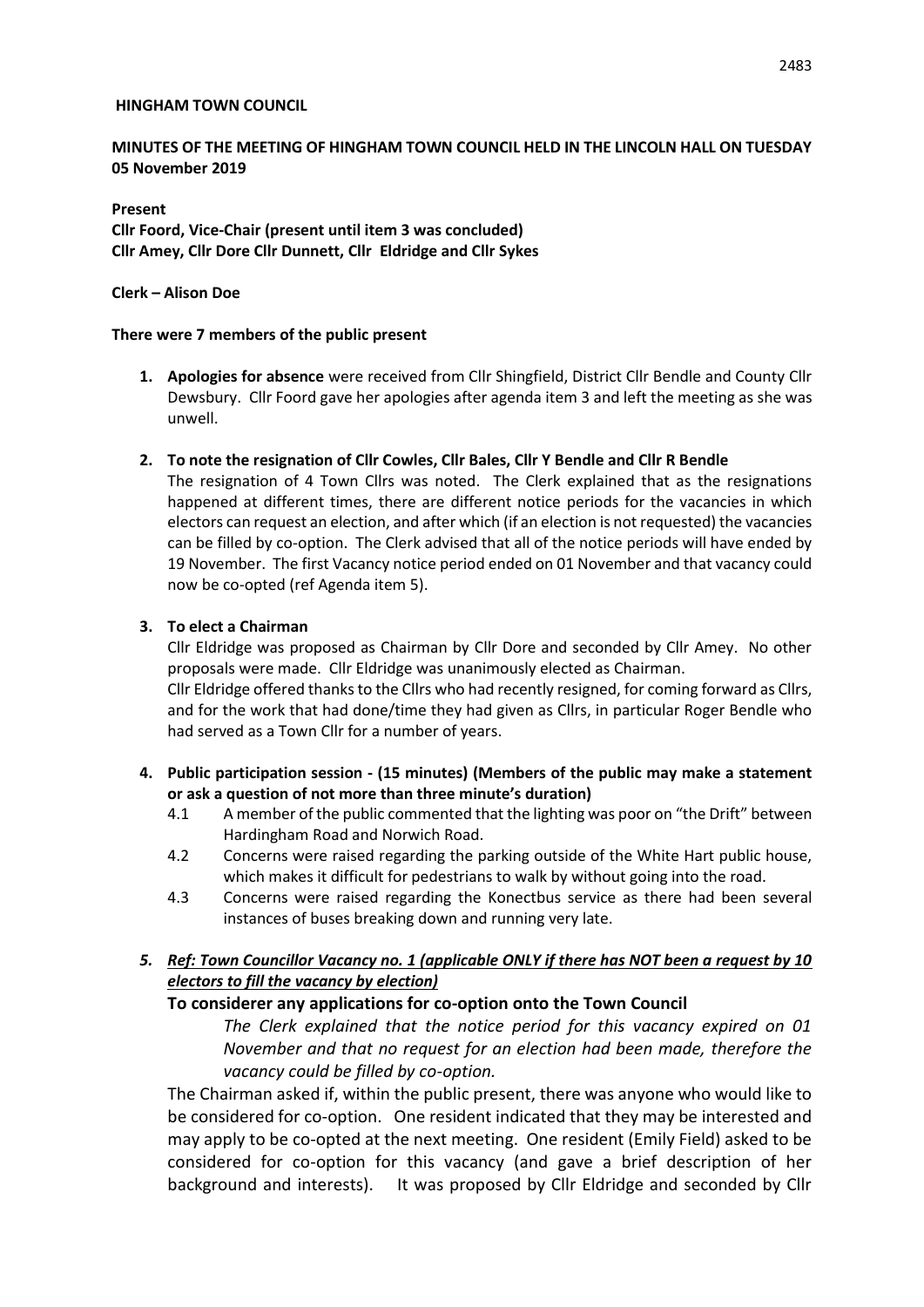**HINGHAM TOWN COUNCIL**

**MINUTES OF THE MEETING OF HINGHAM TOWN COUNCIL HELD IN THE LINCOLN HALL ON TUESDAY 05 November 2019**

**Present**

**Cllr Foord, Vice-Chair (present until item 3 was concluded)**
**Cllr Amey, Cllr Dore Cllr Dunnett, Cllr Eldridge and Cllr Sykes**

**Clerk – Alison Doe**

**There were 7 members of the public present**

1. **Apologies for absence** were received from Cllr Shingfield, District Cllr Bendle and County Cllr Dewsbury. Cllr Foord gave her apologies after agenda item 3 and left the meeting as she was unwell.

2. **To note the resignation of Cllr Cowles, Cllr Bales, Cllr Y Bendle and Cllr R Bendle**

   The resignation of 4 Town Cllrs was noted. The Clerk explained that as the resignations happened at different times, there are different notice periods for the vacancies in which electors can request an election, and after which (if an election is not requested) the vacancies can be filled by co-option. The Clerk advised that all of the notice periods will have ended by 19 November. The first Vacancy notice period ended on 01 November and that vacancy could now be co-opted (ref Agenda item 5).

3. **To elect a Chairman**

   Cllr Eldridge was proposed as Chairman by Cllr Dore and seconded by Cllr Amey. No other proposals were made. Cllr Eldridge was unanimously elected as Chairman.

   Cllr Eldridge offered thanks to the Cllrs who had recently resigned, for coming forward as Cllrs, and for the work that had done/time they had given as Cllrs, in particular Roger Bendle who had served as a Town Cllr for a number of years.

4. **Public participation session - (15 minutes) (Members of the public may make a statement or ask a question of not more than three minute's duration)**

   4.1 A member of the public commented that the lighting was poor on "the Drift" between Hardingham Road and Norwich Road.

   4.2 Concerns were raised regarding the parking outside of the White Hart public house, which makes it difficult for pedestrians to walk by without going into the road.

   4.3 Concerns were raised regarding the Konectbus service as there had been several instances of buses breaking down and running very late.

5. ***Ref: Town Councillor Vacancy no. 1 (applicable ONLY if there has NOT been a request by 10 electors to fill the vacancy by election)***

   **To considerer any applications for co-option onto the Town Council**

   *The Clerk explained that the notice period for this vacancy expired on 01 November and that no request for an election had been made, therefore the vacancy could be filled by co-option.*

   The Chairman asked if, within the public present, there was anyone who would like to be considered for co-option. One resident indicated that they may be interested and may apply to be co-opted at the next meeting. One resident (Emily Field) asked to be considered for co-option for this vacancy (and gave a brief description of her background and interests). It was proposed by Cllr Eldridge and seconded by Cllr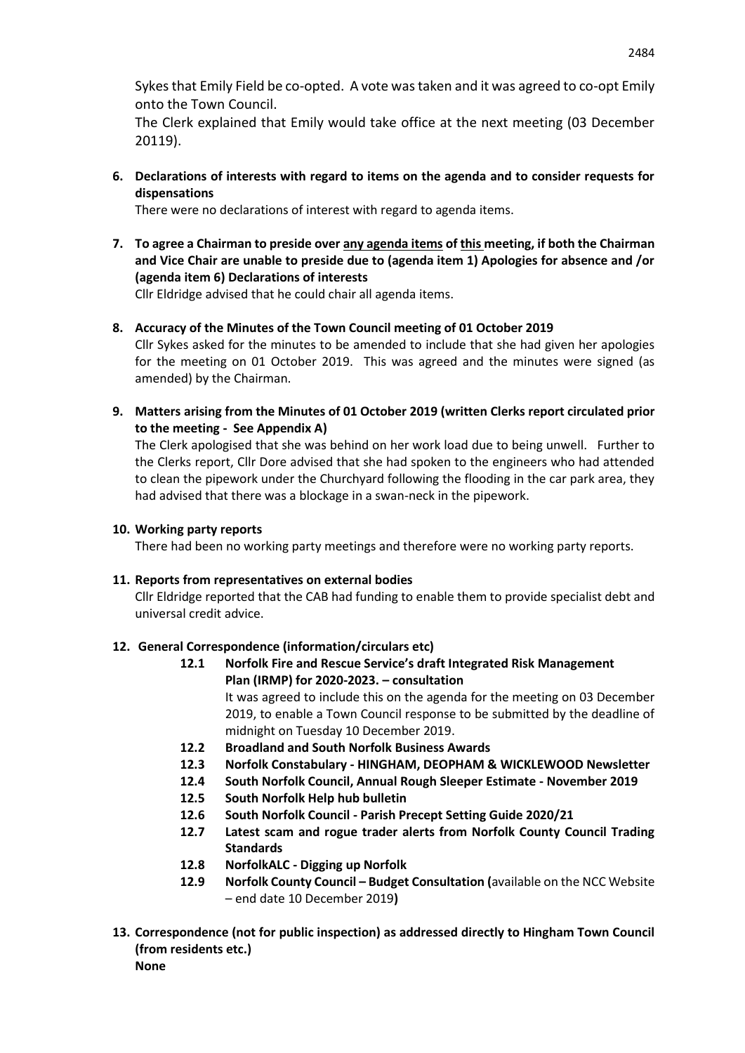Sykes that Emily Field be co-opted. A vote was taken and it was agreed to co-opt Emily onto the Town Council.

The Clerk explained that Emily would take office at the next meeting (03 December 20119).

**6. Declarations of interests with regard to items on the agenda and to consider requests for dispensations**

There were no declarations of interest with regard to agenda items.

**7. To agree a Chairman to preside over any agenda items of this meeting, if both the Chairman and Vice Chair are unable to preside due to (agenda item 1) Apologies for absence and /or (agenda item 6) Declarations of interests**

Cllr Eldridge advised that he could chair all agenda items.

**8. Accuracy of the Minutes of the Town Council meeting of 01 October 2019**

Cllr Sykes asked for the minutes to be amended to include that she had given her apologies for the meeting on 01 October 2019. This was agreed and the minutes were signed (as amended) by the Chairman.

**9. Matters arising from the Minutes of 01 October 2019 (written Clerks report circulated prior to the meeting - See Appendix A)**

The Clerk apologised that she was behind on her work load due to being unwell. Further to the Clerks report, Cllr Dore advised that she had spoken to the engineers who had attended to clean the pipework under the Churchyard following the flooding in the car park area, they had advised that there was a blockage in a swan-neck in the pipework.

**10. Working party reports**

There had been no working party meetings and therefore were no working party reports.

**11. Reports from representatives on external bodies**

Cllr Eldridge reported that the CAB had funding to enable them to provide specialist debt and universal credit advice.

**12. General Correspondence (information/circulars etc)**

**12.1 Norfolk Fire and Rescue Service's draft Integrated Risk Management Plan (IRMP) for 2020-2023. – consultation**

It was agreed to include this on the agenda for the meeting on 03 December 2019, to enable a Town Council response to be submitted by the deadline of midnight on Tuesday 10 December 2019.

**12.2 Broadland and South Norfolk Business Awards**

**12.3 Norfolk Constabulary - HINGHAM, DEOPHAM & WICKLEWOOD Newsletter**

**12.4 South Norfolk Council, Annual Rough Sleeper Estimate - November 2019**

**12.5 South Norfolk Help hub bulletin**

**12.6 South Norfolk Council - Parish Precept Setting Guide 2020/21**

**12.7 Latest scam and rogue trader alerts from Norfolk County Council Trading Standards**

**12.8 NorfolkALC - Digging up Norfolk**

**12.9 Norfolk County Council – Budget Consultation (**available on the NCC Website – end date 10 December 2019**)**

**13. Correspondence (not for public inspection) as addressed directly to Hingham Town Council (from residents etc.)**

**None**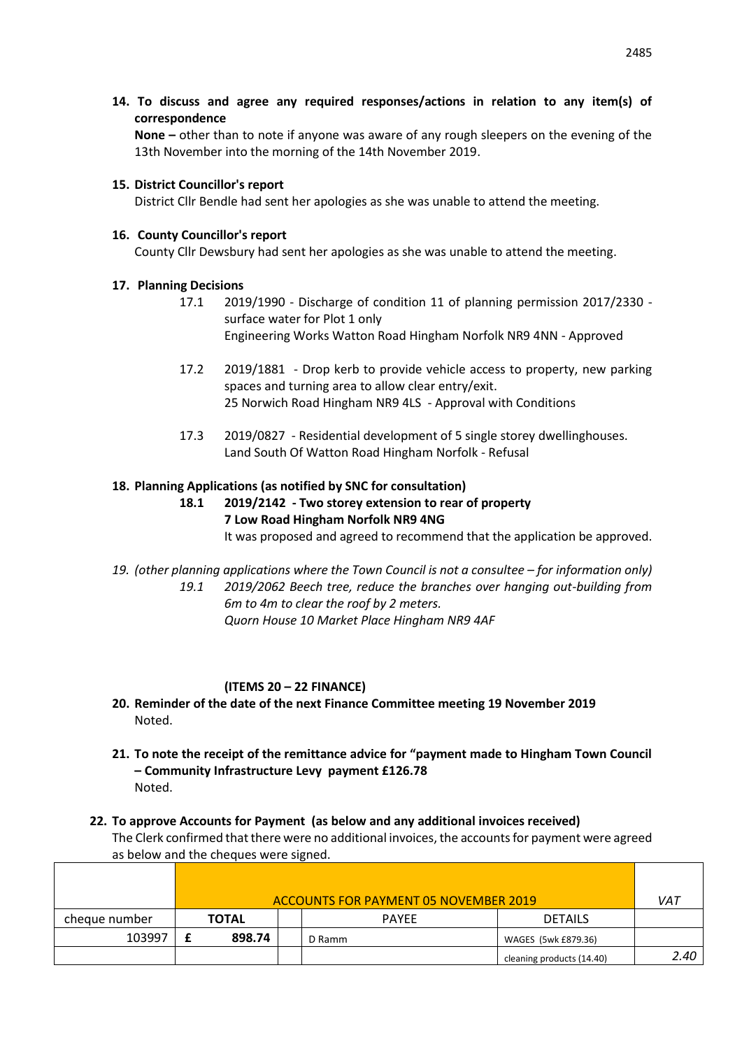**14. To discuss and agree any required responses/actions in relation to any item(s) of correspondence**

**None –** other than to note if anyone was aware of any rough sleepers on the evening of the 13th November into the morning of the 14th November 2019.

**15. District Councillor's report**

District Cllr Bendle had sent her apologies as she was unable to attend the meeting.

**16. County Councillor's report**

County Cllr Dewsbury had sent her apologies as she was unable to attend the meeting.

**17. Planning Decisions**

17.1 2019/1990 - Discharge of condition 11 of planning permission 2017/2330 - surface water for Plot 1 only
Engineering Works Watton Road Hingham Norfolk NR9 4NN - Approved

17.2 2019/1881 - Drop kerb to provide vehicle access to property, new parking spaces and turning area to allow clear entry/exit.
25 Norwich Road Hingham NR9 4LS - Approval with Conditions

17.3 2019/0827 - Residential development of 5 single storey dwellinghouses.
Land South Of Watton Road Hingham Norfolk - Refusal

**18. Planning Applications (as notified by SNC for consultation)**

**18.1 2019/2142 - Two storey extension to rear of property**
**7 Low Road Hingham Norfolk NR9 4NG**
It was proposed and agreed to recommend that the application be approved.

*19. (other planning applications where the Town Council is not a consultee – for information only)*

*19.1 2019/2062 Beech tree, reduce the branches over hanging out-building from 6m to 4m to clear the roof by 2 meters.*
*Quorn House 10 Market Place Hingham NR9 4AF*

**(ITEMS 20 – 22 FINANCE)**

**20. Reminder of the date of the next Finance Committee meeting 19 November 2019**

Noted.

**21. To note the receipt of the remittance advice for "payment made to Hingham Town Council – Community Infrastructure Levy payment £126.78**

Noted.

**22. To approve Accounts for Payment (as below and any additional invoices received)**

The Clerk confirmed that there were no additional invoices, the accounts for payment were agreed as below and the cheques were signed.

| | ACCOUNTS FOR PAYMENT 05 NOVEMBER 2019 | | | | VAT |
|---|---|---|---|---|---|
| cheque number | TOTAL | | PAYEE | DETAILS | |
| 103997 | £ 898.74 | | D Ramm | WAGES (5wk £879.36) | |
| | | | | cleaning products (14.40) | 2.40 |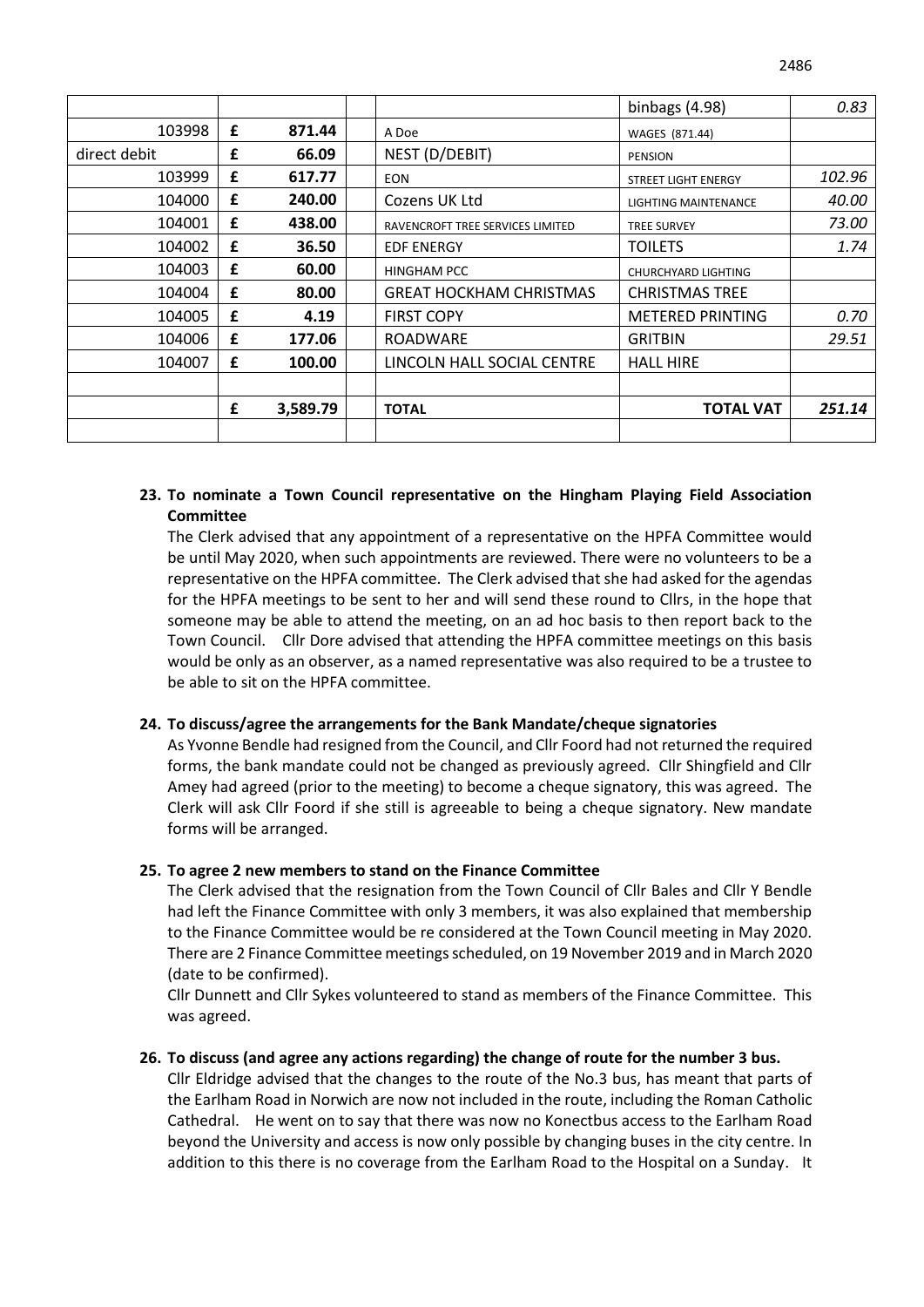| | | | | | | |
|---|---|---|---|---|---|---|
| | | | | | binbags (4.98) | *0.83* |
| 103998 | £ | **871.44** | | A Doe | WAGES (871.44) | |
| direct debit | £ | **66.09** | | NEST (D/DEBIT) | PENSION | |
| 103999 | £ | **617.77** | | EON | STREET LIGHT ENERGY | *102.96* |
| 104000 | £ | **240.00** | | Cozens UK Ltd | LIGHTING MAINTENANCE | *40.00* |
| 104001 | £ | **438.00** | | RAVENCROFT TREE SERVICES LIMITED | TREE SURVEY | *73.00* |
| 104002 | £ | **36.50** | | EDF ENERGY | TOILETS | *1.74* |
| 104003 | £ | **60.00** | | HINGHAM PCC | CHURCHYARD LIGHTING | |
| 104004 | £ | **80.00** | | GREAT HOCKHAM CHRISTMAS | CHRISTMAS TREE | |
| 104005 | £ | **4.19** | | FIRST COPY | METERED PRINTING | *0.70* |
| 104006 | £ | **177.06** | | ROADWARE | GRITBIN | *29.51* |
| 104007 | £ | **100.00** | | LINCOLN HALL SOCIAL CENTRE | HALL HIRE | |
| | | | | | | |
| | £ | **3,589.79** | | **TOTAL** | **TOTAL VAT** | ***251.14*** |
| | | | | | | |

**23. To nominate a Town Council representative on the Hingham Playing Field Association Committee**

The Clerk advised that any appointment of a representative on the HPFA Committee would be until May 2020, when such appointments are reviewed. There were no volunteers to be a representative on the HPFA committee. The Clerk advised that she had asked for the agendas for the HPFA meetings to be sent to her and will send these round to Cllrs, in the hope that someone may be able to attend the meeting, on an ad hoc basis to then report back to the Town Council. Cllr Dore advised that attending the HPFA committee meetings on this basis would be only as an observer, as a named representative was also required to be a trustee to be able to sit on the HPFA committee.

**24. To discuss/agree the arrangements for the Bank Mandate/cheque signatories**

As Yvonne Bendle had resigned from the Council, and Cllr Foord had not returned the required forms, the bank mandate could not be changed as previously agreed. Cllr Shingfield and Cllr Amey had agreed (prior to the meeting) to become a cheque signatory, this was agreed. The Clerk will ask Cllr Foord if she still is agreeable to being a cheque signatory. New mandate forms will be arranged.

**25. To agree 2 new members to stand on the Finance Committee**

The Clerk advised that the resignation from the Town Council of Cllr Bales and Cllr Y Bendle had left the Finance Committee with only 3 members, it was also explained that membership to the Finance Committee would be re considered at the Town Council meeting in May 2020. There are 2 Finance Committee meetings scheduled, on 19 November 2019 and in March 2020 (date to be confirmed).

Cllr Dunnett and Cllr Sykes volunteered to stand as members of the Finance Committee. This was agreed.

**26. To discuss (and agree any actions regarding) the change of route for the number 3 bus.**

Cllr Eldridge advised that the changes to the route of the No.3 bus, has meant that parts of the Earlham Road in Norwich are now not included in the route, including the Roman Catholic Cathedral. He went on to say that there was now no Konectbus access to the Earlham Road beyond the University and access is now only possible by changing buses in the city centre. In addition to this there is no coverage from the Earlham Road to the Hospital on a Sunday. It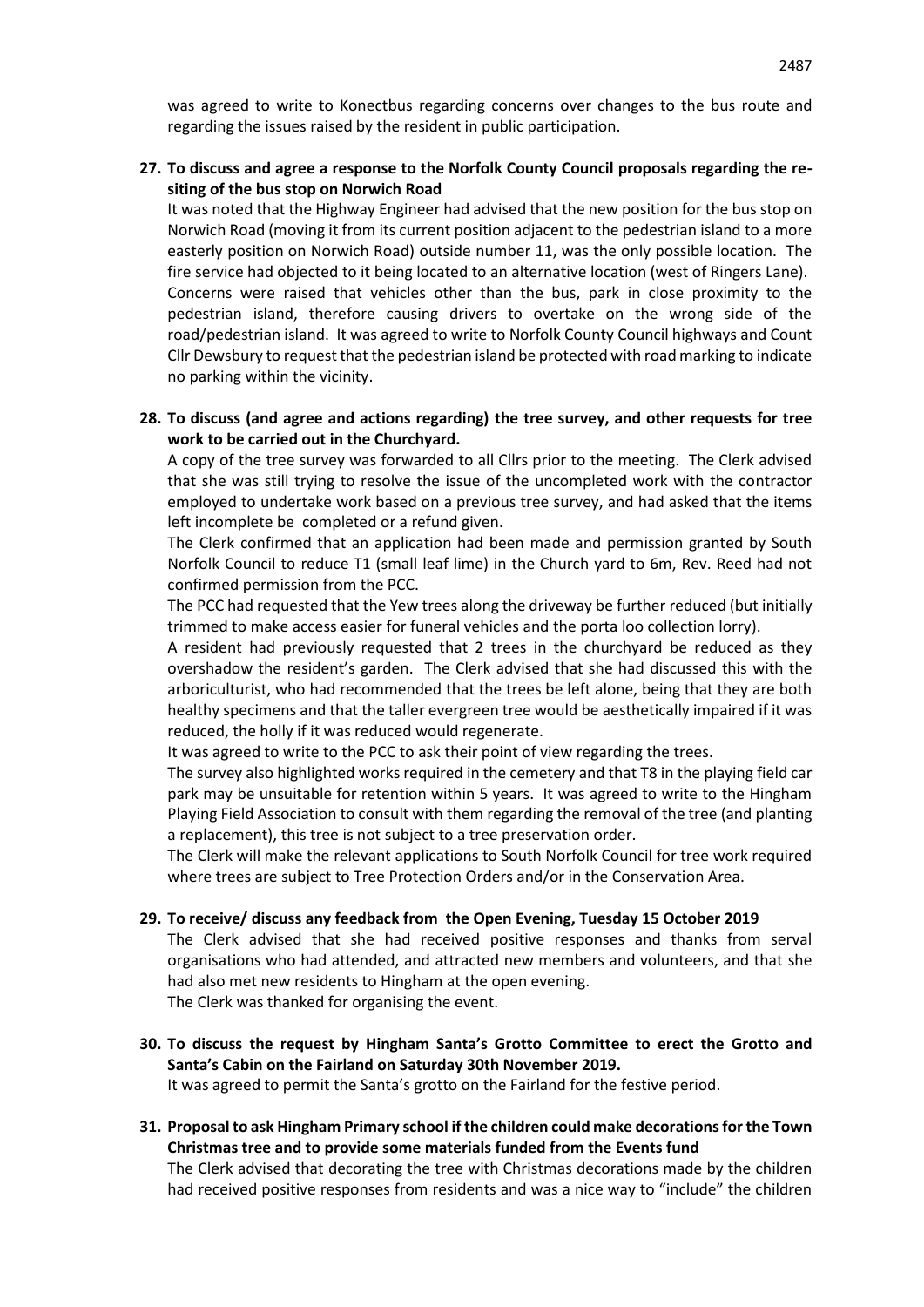was agreed to write to Konectbus regarding concerns over changes to the bus route and regarding the issues raised by the resident in public participation.

**27. To discuss and agree a response to the Norfolk County Council proposals regarding the re-siting of the bus stop on Norwich Road**

It was noted that the Highway Engineer had advised that the new position for the bus stop on Norwich Road (moving it from its current position adjacent to the pedestrian island to a more easterly position on Norwich Road) outside number 11, was the only possible location. The fire service had objected to it being located to an alternative location (west of Ringers Lane). Concerns were raised that vehicles other than the bus, park in close proximity to the pedestrian island, therefore causing drivers to overtake on the wrong side of the road/pedestrian island. It was agreed to write to Norfolk County Council highways and Count Cllr Dewsbury to request that the pedestrian island be protected with road marking to indicate no parking within the vicinity.

**28. To discuss (and agree and actions regarding) the tree survey, and other requests for tree work to be carried out in the Churchyard.**

A copy of the tree survey was forwarded to all Cllrs prior to the meeting. The Clerk advised that she was still trying to resolve the issue of the uncompleted work with the contractor employed to undertake work based on a previous tree survey, and had asked that the items left incomplete be completed or a refund given.

The Clerk confirmed that an application had been made and permission granted by South Norfolk Council to reduce T1 (small leaf lime) in the Church yard to 6m, Rev. Reed had not confirmed permission from the PCC.

The PCC had requested that the Yew trees along the driveway be further reduced (but initially trimmed to make access easier for funeral vehicles and the porta loo collection lorry).

A resident had previously requested that 2 trees in the churchyard be reduced as they overshadow the resident's garden. The Clerk advised that she had discussed this with the arboriculturist, who had recommended that the trees be left alone, being that they are both healthy specimens and that the taller evergreen tree would be aesthetically impaired if it was reduced, the holly if it was reduced would regenerate.

It was agreed to write to the PCC to ask their point of view regarding the trees.

The survey also highlighted works required in the cemetery and that T8 in the playing field car park may be unsuitable for retention within 5 years. It was agreed to write to the Hingham Playing Field Association to consult with them regarding the removal of the tree (and planting a replacement), this tree is not subject to a tree preservation order.

The Clerk will make the relevant applications to South Norfolk Council for tree work required where trees are subject to Tree Protection Orders and/or in the Conservation Area.

**29. To receive/ discuss any feedback from the Open Evening, Tuesday 15 October 2019**

The Clerk advised that she had received positive responses and thanks from serval organisations who had attended, and attracted new members and volunteers, and that she had also met new residents to Hingham at the open evening.

The Clerk was thanked for organising the event.

**30. To discuss the request by Hingham Santa's Grotto Committee to erect the Grotto and Santa's Cabin on the Fairland on Saturday 30th November 2019.**

It was agreed to permit the Santa's grotto on the Fairland for the festive period.

**31. Proposal to ask Hingham Primary school if the children could make decorations for the Town Christmas tree and to provide some materials funded from the Events fund**

The Clerk advised that decorating the tree with Christmas decorations made by the children had received positive responses from residents and was a nice way to "include" the children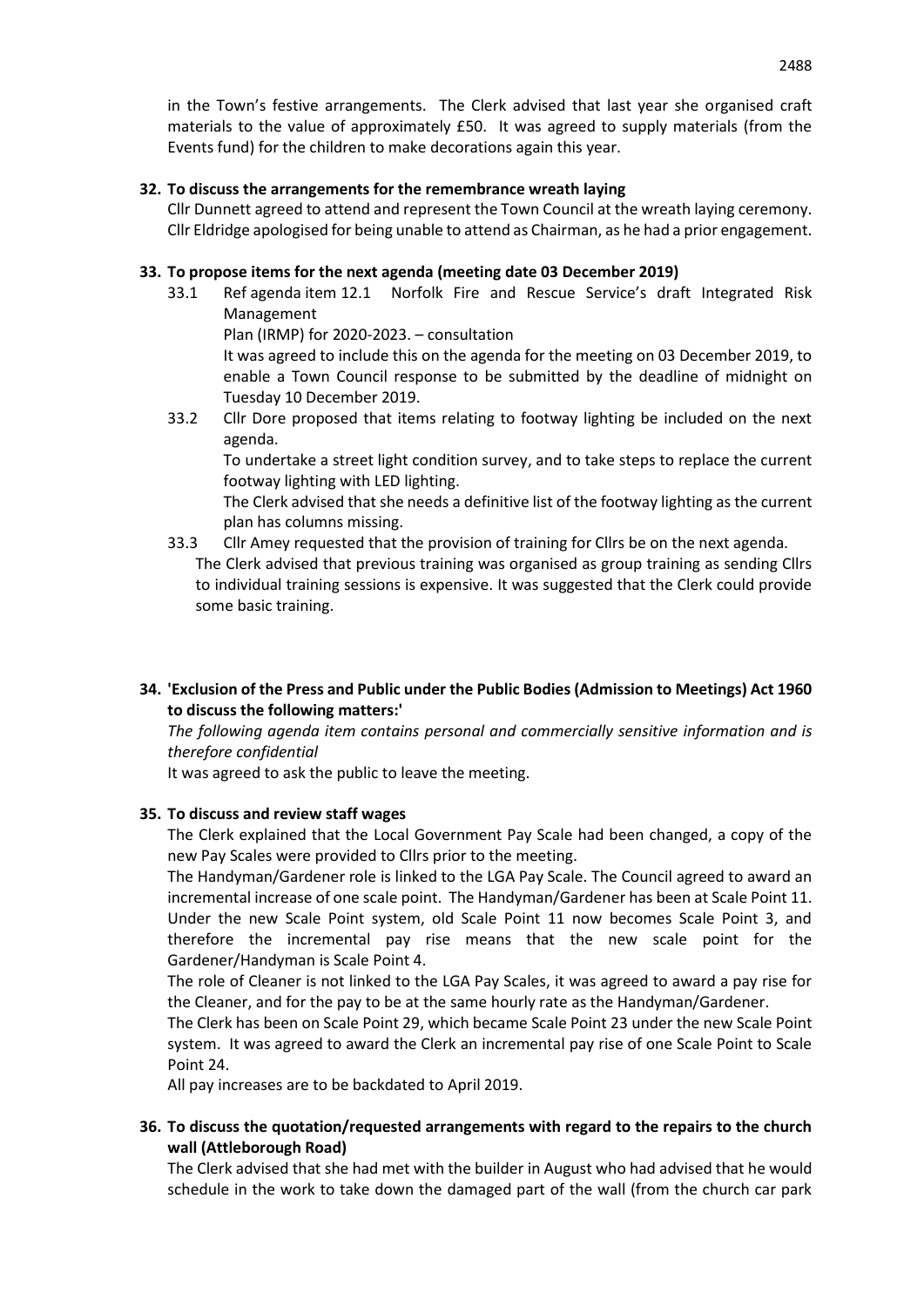in the Town's festive arrangements. The Clerk advised that last year she organised craft materials to the value of approximately £50. It was agreed to supply materials (from the Events fund) for the children to make decorations again this year.

**32. To discuss the arrangements for the remembrance wreath laying**

Cllr Dunnett agreed to attend and represent the Town Council at the wreath laying ceremony. Cllr Eldridge apologised for being unable to attend as Chairman, as he had a prior engagement.

**33. To propose items for the next agenda (meeting date 03 December 2019)**

33.1 Ref agenda item 12.1 Norfolk Fire and Rescue Service's draft Integrated Risk Management Plan (IRMP) for 2020-2023. – consultation

It was agreed to include this on the agenda for the meeting on 03 December 2019, to enable a Town Council response to be submitted by the deadline of midnight on Tuesday 10 December 2019.

33.2 Cllr Dore proposed that items relating to footway lighting be included on the next agenda.

To undertake a street light condition survey, and to take steps to replace the current footway lighting with LED lighting.

The Clerk advised that she needs a definitive list of the footway lighting as the current plan has columns missing.

33.3 Cllr Amey requested that the provision of training for Cllrs be on the next agenda.

The Clerk advised that previous training was organised as group training as sending Cllrs to individual training sessions is expensive. It was suggested that the Clerk could provide some basic training.

**34. 'Exclusion of the Press and Public under the Public Bodies (Admission to Meetings) Act 1960 to discuss the following matters:'**

*The following agenda item contains personal and commercially sensitive information and is therefore confidential*

It was agreed to ask the public to leave the meeting.

**35. To discuss and review staff wages**

The Clerk explained that the Local Government Pay Scale had been changed, a copy of the new Pay Scales were provided to Cllrs prior to the meeting.

The Handyman/Gardener role is linked to the LGA Pay Scale. The Council agreed to award an incremental increase of one scale point. The Handyman/Gardener has been at Scale Point 11. Under the new Scale Point system, old Scale Point 11 now becomes Scale Point 3, and therefore the incremental pay rise means that the new scale point for the Gardener/Handyman is Scale Point 4.

The role of Cleaner is not linked to the LGA Pay Scales, it was agreed to award a pay rise for the Cleaner, and for the pay to be at the same hourly rate as the Handyman/Gardener.

The Clerk has been on Scale Point 29, which became Scale Point 23 under the new Scale Point system. It was agreed to award the Clerk an incremental pay rise of one Scale Point to Scale Point 24.

All pay increases are to be backdated to April 2019.

**36. To discuss the quotation/requested arrangements with regard to the repairs to the church wall (Attleborough Road)**

The Clerk advised that she had met with the builder in August who had advised that he would schedule in the work to take down the damaged part of the wall (from the church car park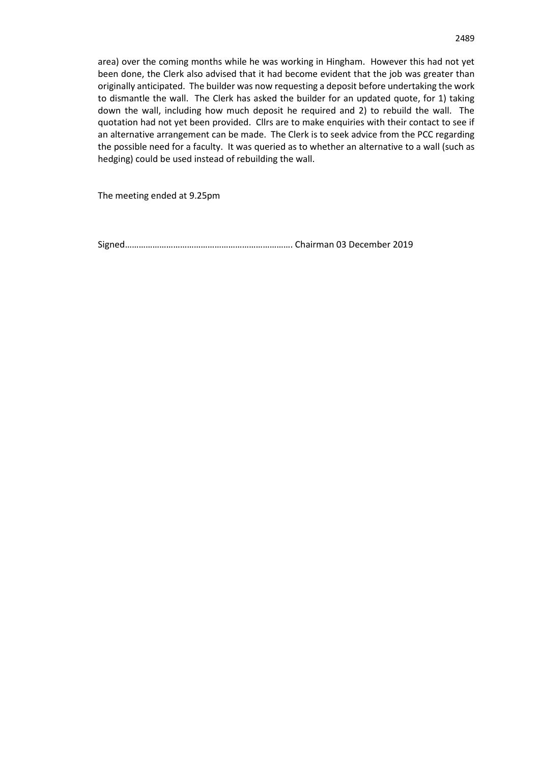area) over the coming months while he was working in Hingham. However this had not yet been done, the Clerk also advised that it had become evident that the job was greater than originally anticipated. The builder was now requesting a deposit before undertaking the work to dismantle the wall. The Clerk has asked the builder for an updated quote, for 1) taking down the wall, including how much deposit he required and 2) to rebuild the wall. The quotation had not yet been provided. Cllrs are to make enquiries with their contact to see if an alternative arrangement can be made. The Clerk is to seek advice from the PCC regarding the possible need for a faculty. It was queried as to whether an alternative to a wall (such as hedging) could be used instead of rebuilding the wall.

The meeting ended at 9.25pm

Signed………………………………………………………………. Chairman 03 December 2019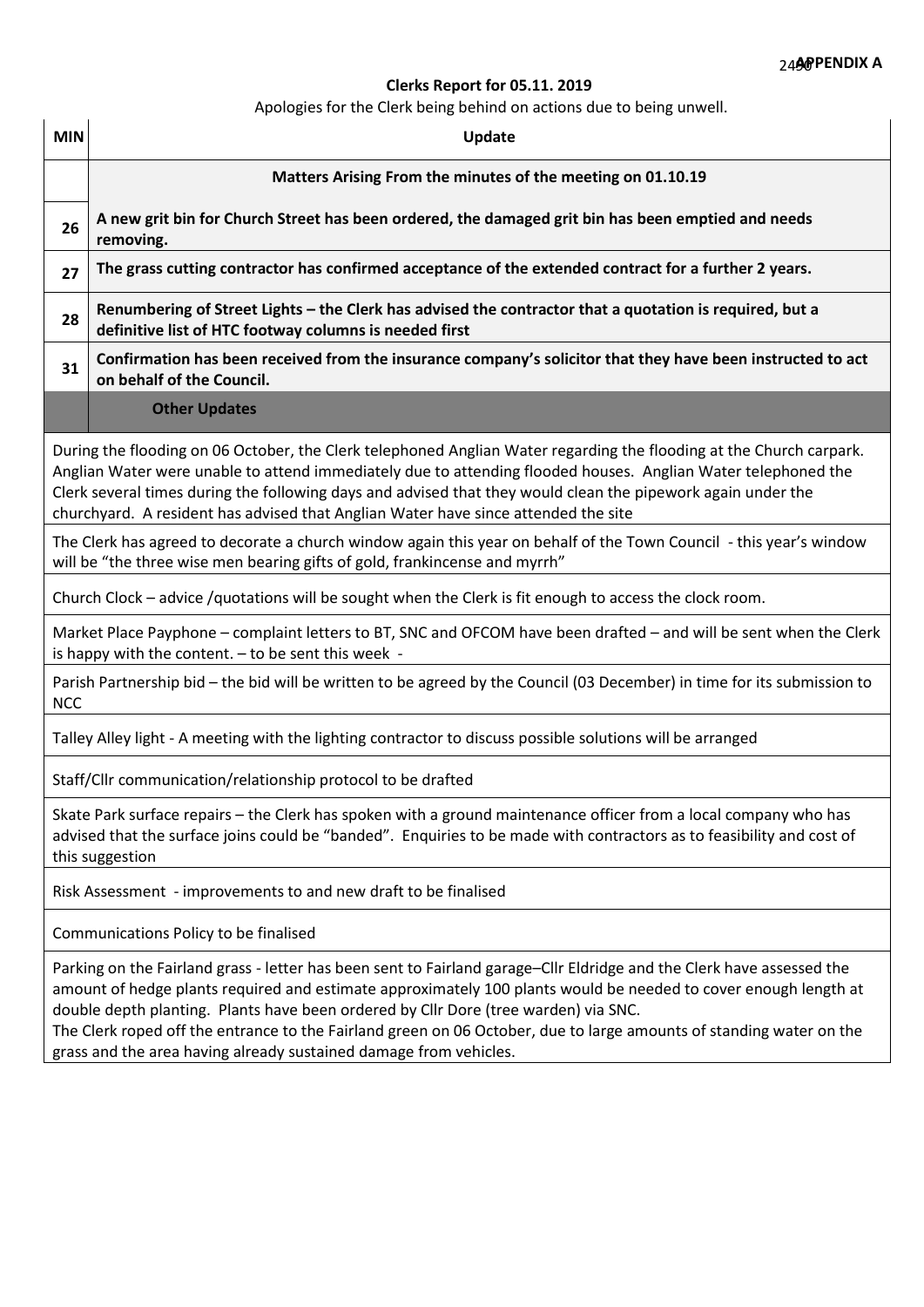**APPENDIX A**

**Clerks Report for 05.11. 2019**

Apologies for the Clerk being behind on actions due to being unwell.

| MIN | Update |
|---|---|
| | **Matters Arising From the minutes of the meeting on 01.10.19** |
| 26 | **A new grit bin for Church Street has been ordered, the damaged grit bin has been emptied and needs removing.** |
| 27 | **The grass cutting contractor has confirmed acceptance of the extended contract for a further 2 years.** |
| 28 | **Renumbering of Street Lights – the Clerk has advised the contractor that a quotation is required, but a definitive list of HTC footway columns is needed first** |
| 31 | **Confirmation has been received from the insurance company's solicitor that they have been instructed to act on behalf of the Council.** |
| | **Other Updates** |

During the flooding on 06 October, the Clerk telephoned Anglian Water regarding the flooding at the Church carpark. Anglian Water were unable to attend immediately due to attending flooded houses. Anglian Water telephoned the Clerk several times during the following days and advised that they would clean the pipework again under the churchyard. A resident has advised that Anglian Water have since attended the site

The Clerk has agreed to decorate a church window again this year on behalf of the Town Council - this year's window will be "the three wise men bearing gifts of gold, frankincense and myrrh"

Church Clock – advice /quotations will be sought when the Clerk is fit enough to access the clock room.

Market Place Payphone – complaint letters to BT, SNC and OFCOM have been drafted – and will be sent when the Clerk is happy with the content. – to be sent this week -

Parish Partnership bid – the bid will be written to be agreed by the Council (03 December) in time for its submission to NCC

Talley Alley light - A meeting with the lighting contractor to discuss possible solutions will be arranged

Staff/Cllr communication/relationship protocol to be drafted

Skate Park surface repairs – the Clerk has spoken with a ground maintenance officer from a local company who has advised that the surface joins could be "banded". Enquiries to be made with contractors as to feasibility and cost of this suggestion

Risk Assessment - improvements to and new draft to be finalised

Communications Policy to be finalised

Parking on the Fairland grass - letter has been sent to Fairland garage–Cllr Eldridge and the Clerk have assessed the amount of hedge plants required and estimate approximately 100 plants would be needed to cover enough length at double depth planting. Plants have been ordered by Cllr Dore (tree warden) via SNC.
The Clerk roped off the entrance to the Fairland green on 06 October, due to large amounts of standing water on the grass and the area having already sustained damage from vehicles.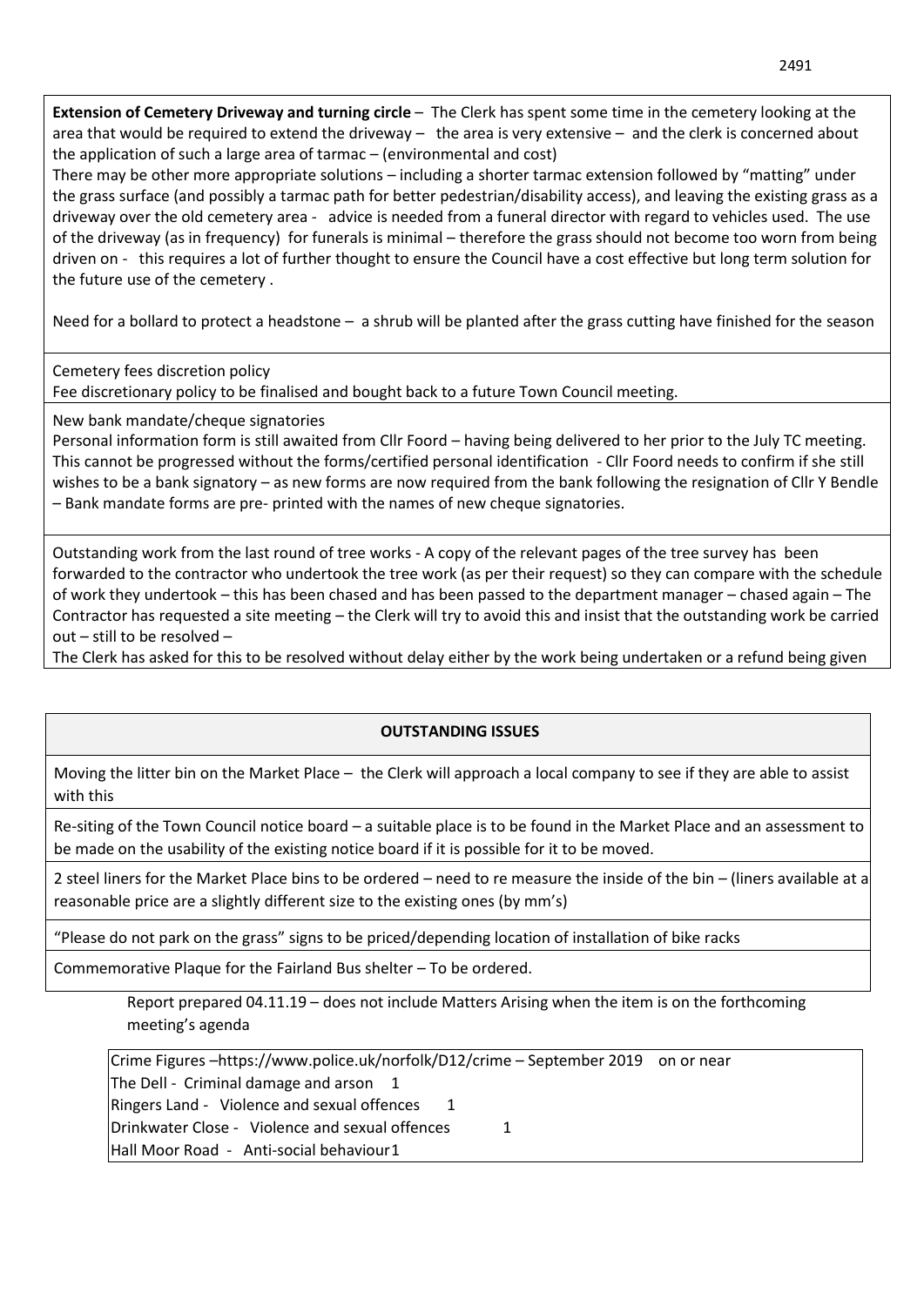**Extension of Cemetery Driveway and turning circle** – The Clerk has spent some time in the cemetery looking at the area that would be required to extend the driveway – the area is very extensive – and the clerk is concerned about the application of such a large area of tarmac – (environmental and cost)

There may be other more appropriate solutions – including a shorter tarmac extension followed by "matting" under the grass surface (and possibly a tarmac path for better pedestrian/disability access), and leaving the existing grass as a driveway over the old cemetery area - advice is needed from a funeral director with regard to vehicles used. The use of the driveway (as in frequency) for funerals is minimal – therefore the grass should not become too worn from being driven on - this requires a lot of further thought to ensure the Council have a cost effective but long term solution for the future use of the cemetery .

Need for a bollard to protect a headstone – a shrub will be planted after the grass cutting have finished for the season

Cemetery fees discretion policy

Fee discretionary policy to be finalised and bought back to a future Town Council meeting.

New bank mandate/cheque signatories

Personal information form is still awaited from Cllr Foord – having being delivered to her prior to the July TC meeting. This cannot be progressed without the forms/certified personal identification - Cllr Foord needs to confirm if she still wishes to be a bank signatory – as new forms are now required from the bank following the resignation of Cllr Y Bendle – Bank mandate forms are pre- printed with the names of new cheque signatories.

Outstanding work from the last round of tree works - A copy of the relevant pages of the tree survey has been forwarded to the contractor who undertook the tree work (as per their request) so they can compare with the schedule of work they undertook – this has been chased and has been passed to the department manager – chased again – The Contractor has requested a site meeting – the Clerk will try to avoid this and insist that the outstanding work be carried out – still to be resolved –

The Clerk has asked for this to be resolved without delay either by the work being undertaken or a refund being given

**OUTSTANDING ISSUES**

Moving the litter bin on the Market Place – the Clerk will approach a local company to see if they are able to assist with this

Re-siting of the Town Council notice board – a suitable place is to be found in the Market Place and an assessment to be made on the usability of the existing notice board if it is possible for it to be moved.

2 steel liners for the Market Place bins to be ordered – need to re measure the inside of the bin – (liners available at a reasonable price are a slightly different size to the existing ones (by mm's)

"Please do not park on the grass" signs to be priced/depending location of installation of bike racks

Commemorative Plaque for the Fairland Bus shelter – To be ordered.

Report prepared 04.11.19 – does not include Matters Arising when the item is on the forthcoming meeting's agenda

Crime Figures –https://www.police.uk/norfolk/D12/crime – September 2019 on or near

The Dell - Criminal damage and arson 1

Ringers Land - Violence and sexual offences 1

Drinkwater Close - Violence and sexual offences 1

Hall Moor Road - Anti-social behaviour 1